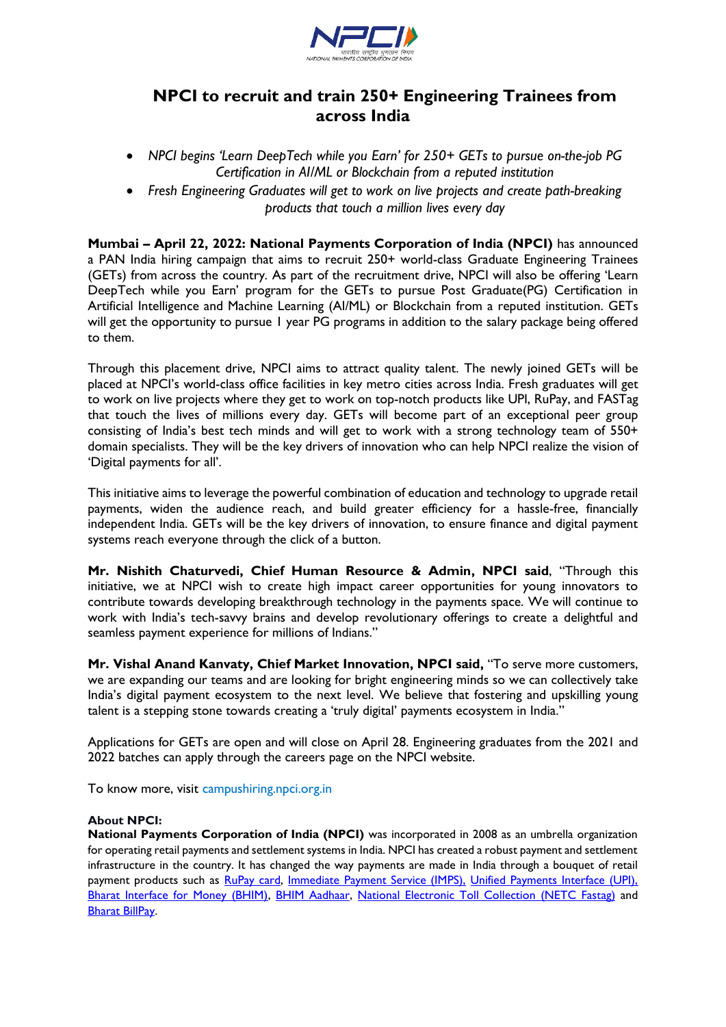# NPCI to recruit and train 250+ Engineering Trainees from across India

- *NPCI begins 'Learn DeepTech while you Earn' for 250+ GETs to pursue on-the-job PG Certification in AI/ML or Blockchain from a reputed institution*
- *Fresh Engineering Graduates will get to work on live projects and create path-breaking products that touch a million lives every day*

**Mumbai – April 22, 2022: National Payments Corporation of India (NPCI)** has announced a PAN India hiring campaign that aims to recruit 250+ world-class Graduate Engineering Trainees (GETs) from across the country. As part of the recruitment drive, NPCI will also be offering 'Learn DeepTech while you Earn' program for the GETs to pursue Post Graduate(PG) Certification in Artificial Intelligence and Machine Learning (AI/ML) or Blockchain from a reputed institution. GETs will get the opportunity to pursue 1 year PG programs in addition to the salary package being offered to them.

Through this placement drive, NPCI aims to attract quality talent. The newly joined GETs will be placed at NPCI's world-class office facilities in key metro cities across India. Fresh graduates will get to work on live projects where they get to work on top-notch products like UPI, RuPay, and FASTag that touch the lives of millions every day. GETs will become part of an exceptional peer group consisting of India's best tech minds and will get to work with a strong technology team of 550+ domain specialists. They will be the key drivers of innovation who can help NPCI realize the vision of 'Digital payments for all'.

This initiative aims to leverage the powerful combination of education and technology to upgrade retail payments, widen the audience reach, and build greater efficiency for a hassle-free, financially independent India. GETs will be the key drivers of innovation, to ensure finance and digital payment systems reach everyone through the click of a button.

**Mr. Nishith Chaturvedi, Chief Human Resource & Admin, NPCI said**, "Through this initiative, we at NPCI wish to create high impact career opportunities for young innovators to contribute towards developing breakthrough technology in the payments space. We will continue to work with India's tech-savvy brains and develop revolutionary offerings to create a delightful and seamless payment experience for millions of Indians."

**Mr. Vishal Anand Kanvaty, Chief Market Innovation, NPCI said,** "To serve more customers, we are expanding our teams and are looking for bright engineering minds so we can collectively take India's digital payment ecosystem to the next level. We believe that fostering and upskilling young talent is a stepping stone towards creating a 'truly digital' payments ecosystem in India."

Applications for GETs are open and will close on April 28. Engineering graduates from the 2021 and 2022 batches can apply through the careers page on the NPCI website.

To know more, visit campushiring.npci.org.in

**About NPCI:**

**National Payments Corporation of India (NPCI)** was incorporated in 2008 as an umbrella organization for operating retail payments and settlement systems in India. NPCI has created a robust payment and settlement infrastructure in the country. It has changed the way payments are made in India through a bouquet of retail payment products such as RuPay card, Immediate Payment Service (IMPS), Unified Payments Interface (UPI), Bharat Interface for Money (BHIM), BHIM Aadhaar, National Electronic Toll Collection (NETC Fastag) and Bharat BillPay.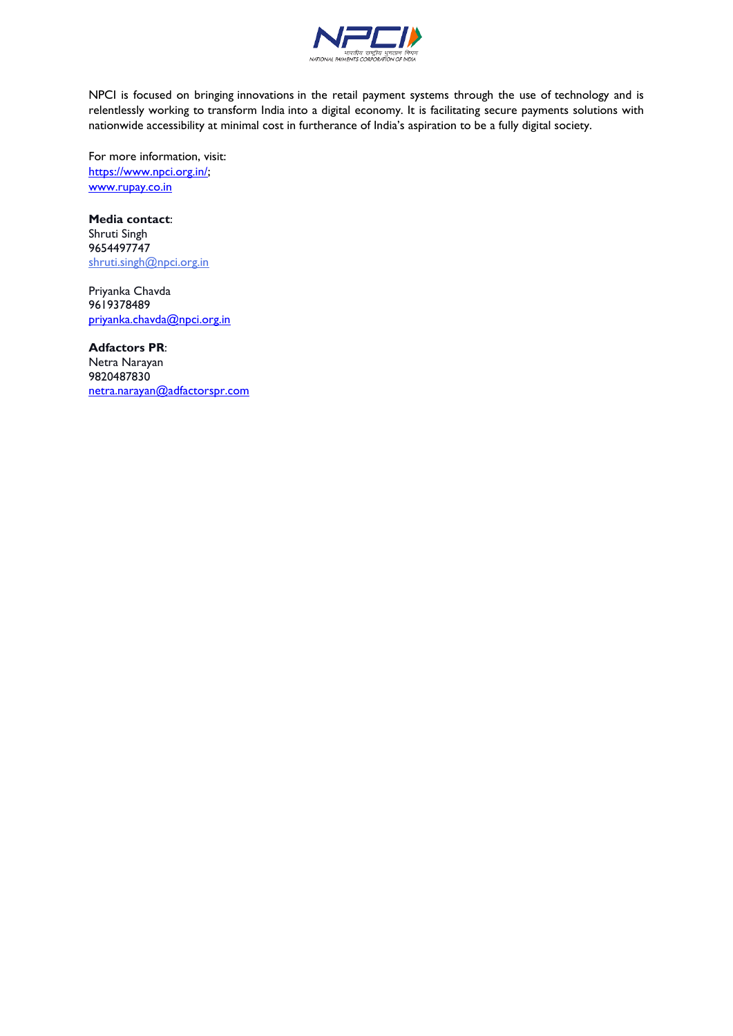NPCI is focused on bringing innovations in the retail payment systems through the use of technology and is relentlessly working to transform India into a digital economy. It is facilitating secure payments solutions with nationwide accessibility at minimal cost in furtherance of India's aspiration to be a fully digital society.

For more information, visit:
https://www.npci.org.in/;
www.rupay.co.in

**Media contact**:
Shruti Singh
9654497747
shruti.singh@npci.org.in

Priyanka Chavda
9619378489
priyanka.chavda@npci.org.in

**Adfactors PR**:
Netra Narayan
9820487830
netra.narayan@adfactorspr.com